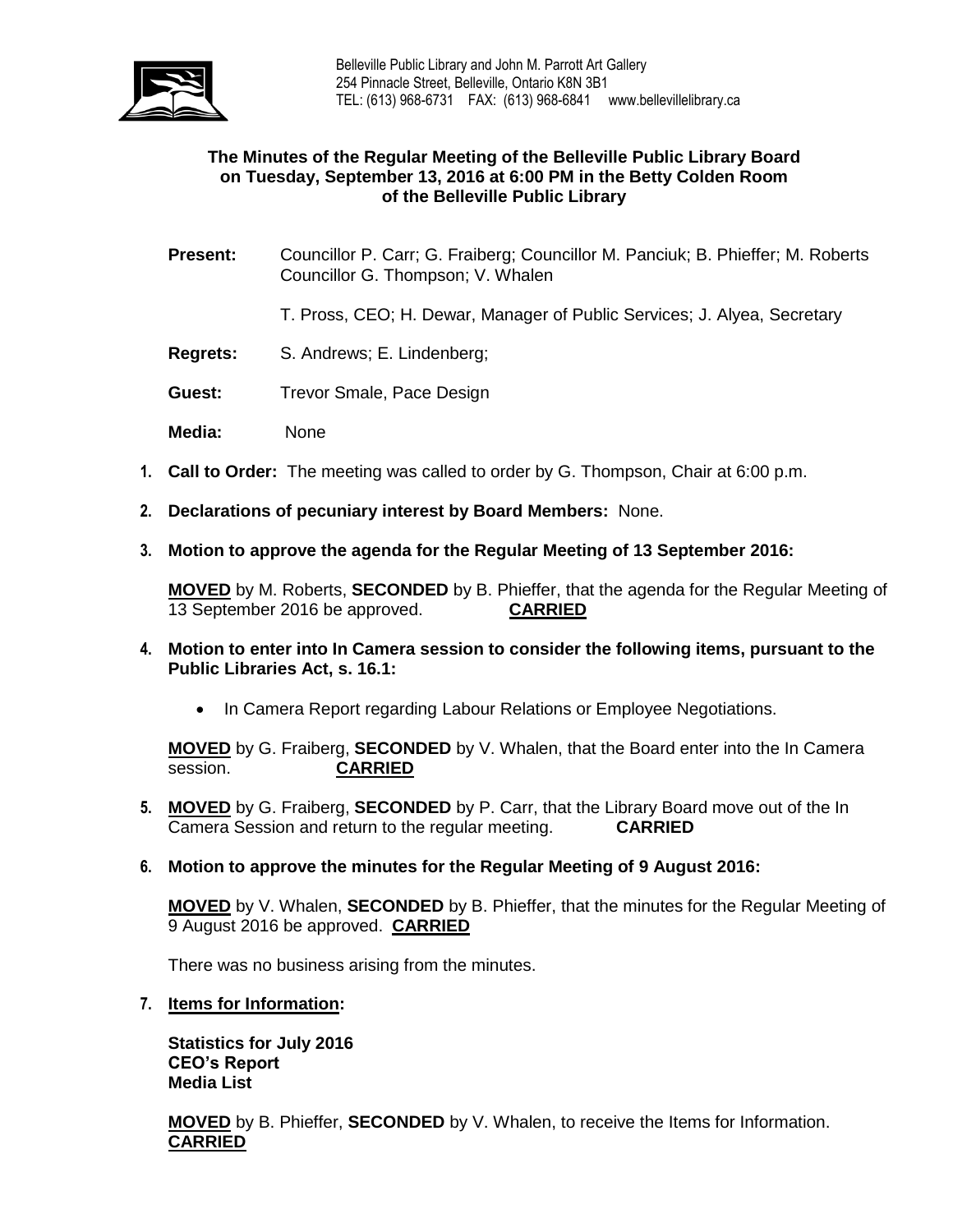Belleville Public Library and John M. Parrott Art Gallery
254 Pinnacle Street, Belleville, Ontario K8N 3B1
TEL: (613) 968-6731 FAX: (613) 968-6841 www.bellevillelibrary.ca

**The Minutes of the Regular Meeting of the Belleville Public Library Board on Tuesday, September 13, 2016 at 6:00 PM in the Betty Colden Room of the Belleville Public Library**

**Present:** Councillor P. Carr; G. Fraiberg; Councillor M. Panciuk; B. Phieffer; M. Roberts Councillor G. Thompson; V. Whalen

T. Pross, CEO; H. Dewar, Manager of Public Services; J. Alyea, Secretary

**Regrets:** S. Andrews; E. Lindenberg;

**Guest:** Trevor Smale, Pace Design

**Media:** None

1. **Call to Order:** The meeting was called to order by G. Thompson, Chair at 6:00 p.m.

2. **Declarations of pecuniary interest by Board Members:** None.

3. **Motion to approve the agenda for the Regular Meeting of 13 September 2016:**

   **MOVED** by M. Roberts, **SECONDED** by B. Phieffer, that the agenda for the Regular Meeting of 13 September 2016 be approved. **CARRIED**

4. **Motion to enter into In Camera session to consider the following items, pursuant to the Public Libraries Act, s. 16.1:**

   - In Camera Report regarding Labour Relations or Employee Negotiations.

   **MOVED** by G. Fraiberg, **SECONDED** by V. Whalen, that the Board enter into the In Camera session. **CARRIED**

5. **MOVED** by G. Fraiberg, **SECONDED** by P. Carr, that the Library Board move out of the In Camera Session and return to the regular meeting. **CARRIED**

6. **Motion to approve the minutes for the Regular Meeting of 9 August 2016:**

   **MOVED** by V. Whalen, **SECONDED** by B. Phieffer, that the minutes for the Regular Meeting of 9 August 2016 be approved. **CARRIED**

   There was no business arising from the minutes.

7. **Items for Information:**

   **Statistics for July 2016**
   **CEO's Report**
   **Media List**

   **MOVED** by B. Phieffer, **SECONDED** by V. Whalen, to receive the Items for Information. **CARRIED**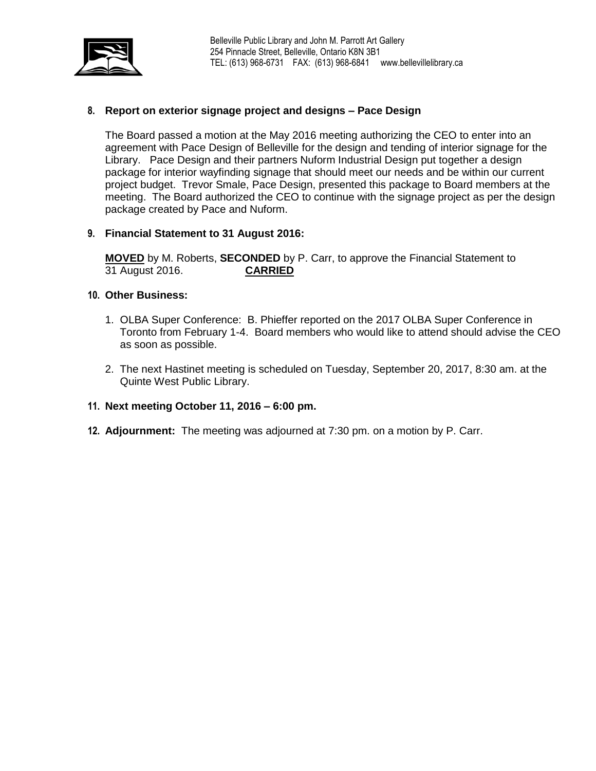Belleville Public Library and John M. Parrott Art Gallery
254 Pinnacle Street, Belleville, Ontario K8N 3B1
TEL: (613) 968-6731 FAX: (613) 968-6841 www.bellevillelibrary.ca

**8. Report on exterior signage project and designs – Pace Design**

The Board passed a motion at the May 2016 meeting authorizing the CEO to enter into an agreement with Pace Design of Belleville for the design and tending of interior signage for the Library. Pace Design and their partners Nuform Industrial Design put together a design package for interior wayfinding signage that should meet our needs and be within our current project budget. Trevor Smale, Pace Design, presented this package to Board members at the meeting. The Board authorized the CEO to continue with the signage project as per the design package created by Pace and Nuform.

**9. Financial Statement to 31 August 2016:**

**MOVED** by M. Roberts, **SECONDED** by P. Carr, to approve the Financial Statement to 31 August 2016. **CARRIED**

**10. Other Business:**

1. OLBA Super Conference: B. Phieffer reported on the 2017 OLBA Super Conference in Toronto from February 1-4. Board members who would like to attend should advise the CEO as soon as possible.
2. The next Hastinet meeting is scheduled on Tuesday, September 20, 2017, 8:30 am. at the Quinte West Public Library.

**11. Next meeting October 11, 2016 – 6:00 pm.**

**12. Adjournment:** The meeting was adjourned at 7:30 pm. on a motion by P. Carr.